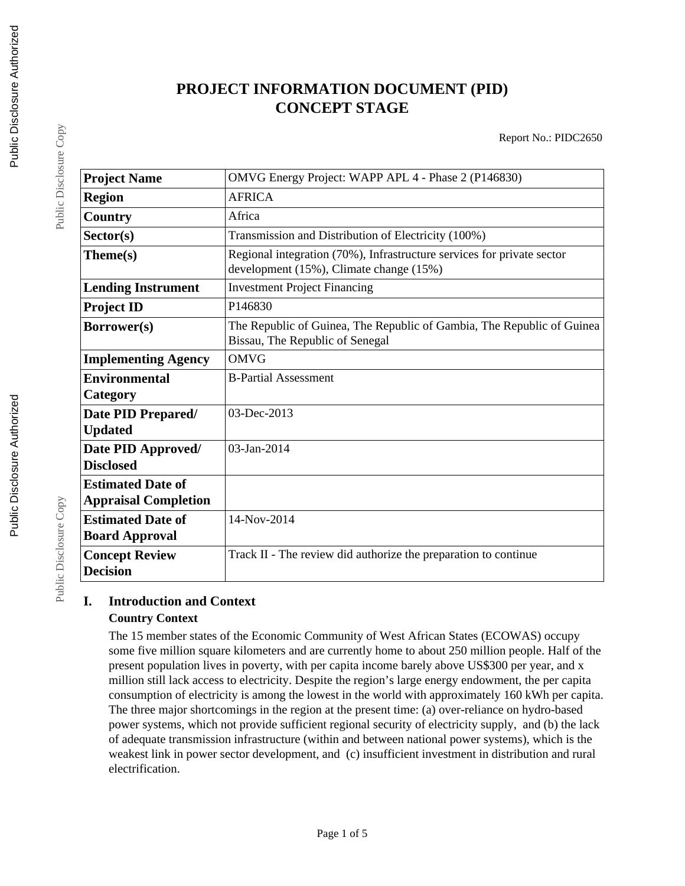# PROJECT INFORMATION DOCUMENT (PID) CONCEPT STAGE

Report No.: PIDC2650

| | |
|---|---|
| **Project Name** | OMVG Energy Project: WAPP APL 4 - Phase 2 (P146830) |
| **Region** | AFRICA |
| **Country** | Africa |
| **Sector(s)** | Transmission and Distribution of Electricity (100%) |
| **Theme(s)** | Regional integration (70%), Infrastructure services for private sector development (15%), Climate change (15%) |
| **Lending Instrument** | Investment Project Financing |
| **Project ID** | P146830 |
| **Borrower(s)** | The Republic of Guinea, The Republic of Gambia, The Republic of Guinea Bissau, The Republic of Senegal |
| **Implementing Agency** | OMVG |
| **Environmental Category** | B-Partial Assessment |
| **Date PID Prepared/ Updated** | 03-Dec-2013 |
| **Date PID Approved/ Disclosed** | 03-Jan-2014 |
| **Estimated Date of Appraisal Completion** | |
| **Estimated Date of Board Approval** | 14-Nov-2014 |
| **Concept Review Decision** | Track II - The review did authorize the preparation to continue |

## I. Introduction and Context

### Country Context

The 15 member states of the Economic Community of West African States (ECOWAS) occupy some five million square kilometers and are currently home to about 250 million people. Half of the present population lives in poverty, with per capita income barely above US$300 per year, and x million still lack access to electricity. Despite the region's large energy endowment, the per capita consumption of electricity is among the lowest in the world with approximately 160 kWh per capita. The three major shortcomings in the region at the present time: (a) over-reliance on hydro-based power systems, which not provide sufficient regional security of electricity supply, and (b) the lack of adequate transmission infrastructure (within and between national power systems), which is the weakest link in power sector development, and (c) insufficient investment in distribution and rural electrification.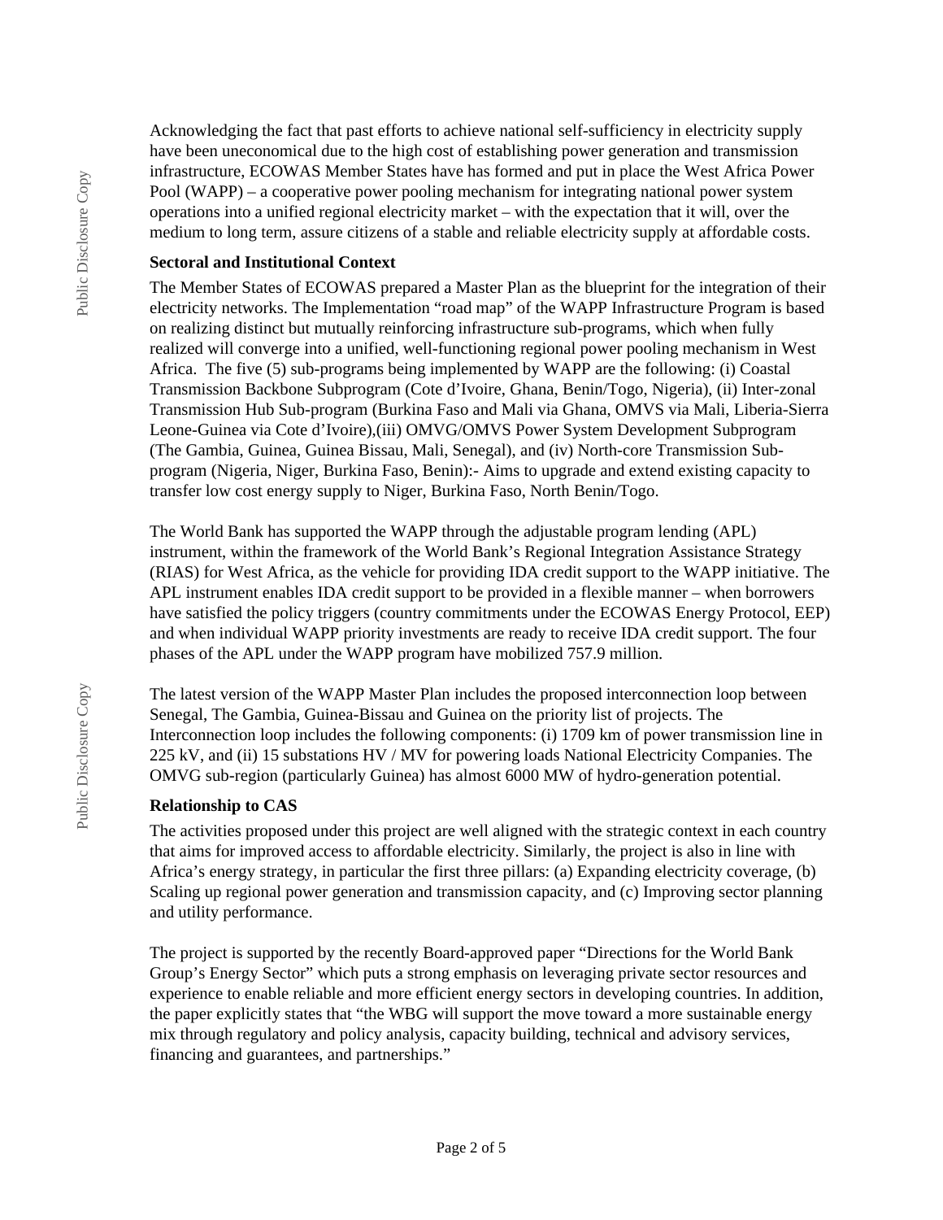Acknowledging the fact that past efforts to achieve national self-sufficiency in electricity supply have been uneconomical due to the high cost of establishing power generation and transmission infrastructure, ECOWAS Member States have has formed and put in place the West Africa Power Pool (WAPP) – a cooperative power pooling mechanism for integrating national power system operations into a unified regional electricity market – with the expectation that it will, over the medium to long term, assure citizens of a stable and reliable electricity supply at affordable costs.

**Sectoral and Institutional Context**

The Member States of ECOWAS prepared a Master Plan as the blueprint for the integration of their electricity networks. The Implementation "road map" of the WAPP Infrastructure Program is based on realizing distinct but mutually reinforcing infrastructure sub-programs, which when fully realized will converge into a unified, well-functioning regional power pooling mechanism in West Africa. The five (5) sub-programs being implemented by WAPP are the following: (i) Coastal Transmission Backbone Subprogram (Cote d'Ivoire, Ghana, Benin/Togo, Nigeria), (ii) Inter-zonal Transmission Hub Sub-program (Burkina Faso and Mali via Ghana, OMVS via Mali, Liberia-Sierra Leone-Guinea via Cote d'Ivoire),(iii) OMVG/OMVS Power System Development Subprogram (The Gambia, Guinea, Guinea Bissau, Mali, Senegal), and (iv) North-core Transmission Sub-program (Nigeria, Niger, Burkina Faso, Benin):- Aims to upgrade and extend existing capacity to transfer low cost energy supply to Niger, Burkina Faso, North Benin/Togo.

The World Bank has supported the WAPP through the adjustable program lending (APL) instrument, within the framework of the World Bank's Regional Integration Assistance Strategy (RIAS) for West Africa, as the vehicle for providing IDA credit support to the WAPP initiative. The APL instrument enables IDA credit support to be provided in a flexible manner – when borrowers have satisfied the policy triggers (country commitments under the ECOWAS Energy Protocol, EEP) and when individual WAPP priority investments are ready to receive IDA credit support. The four phases of the APL under the WAPP program have mobilized 757.9 million.

The latest version of the WAPP Master Plan includes the proposed interconnection loop between Senegal, The Gambia, Guinea-Bissau and Guinea on the priority list of projects. The Interconnection loop includes the following components: (i) 1709 km of power transmission line in 225 kV, and (ii) 15 substations HV / MV for powering loads National Electricity Companies. The OMVG sub-region (particularly Guinea) has almost 6000 MW of hydro-generation potential.

**Relationship to CAS**

The activities proposed under this project are well aligned with the strategic context in each country that aims for improved access to affordable electricity. Similarly, the project is also in line with Africa's energy strategy, in particular the first three pillars: (a) Expanding electricity coverage, (b) Scaling up regional power generation and transmission capacity, and (c) Improving sector planning and utility performance.

The project is supported by the recently Board-approved paper "Directions for the World Bank Group's Energy Sector" which puts a strong emphasis on leveraging private sector resources and experience to enable reliable and more efficient energy sectors in developing countries. In addition, the paper explicitly states that "the WBG will support the move toward a more sustainable energy mix through regulatory and policy analysis, capacity building, technical and advisory services, financing and guarantees, and partnerships."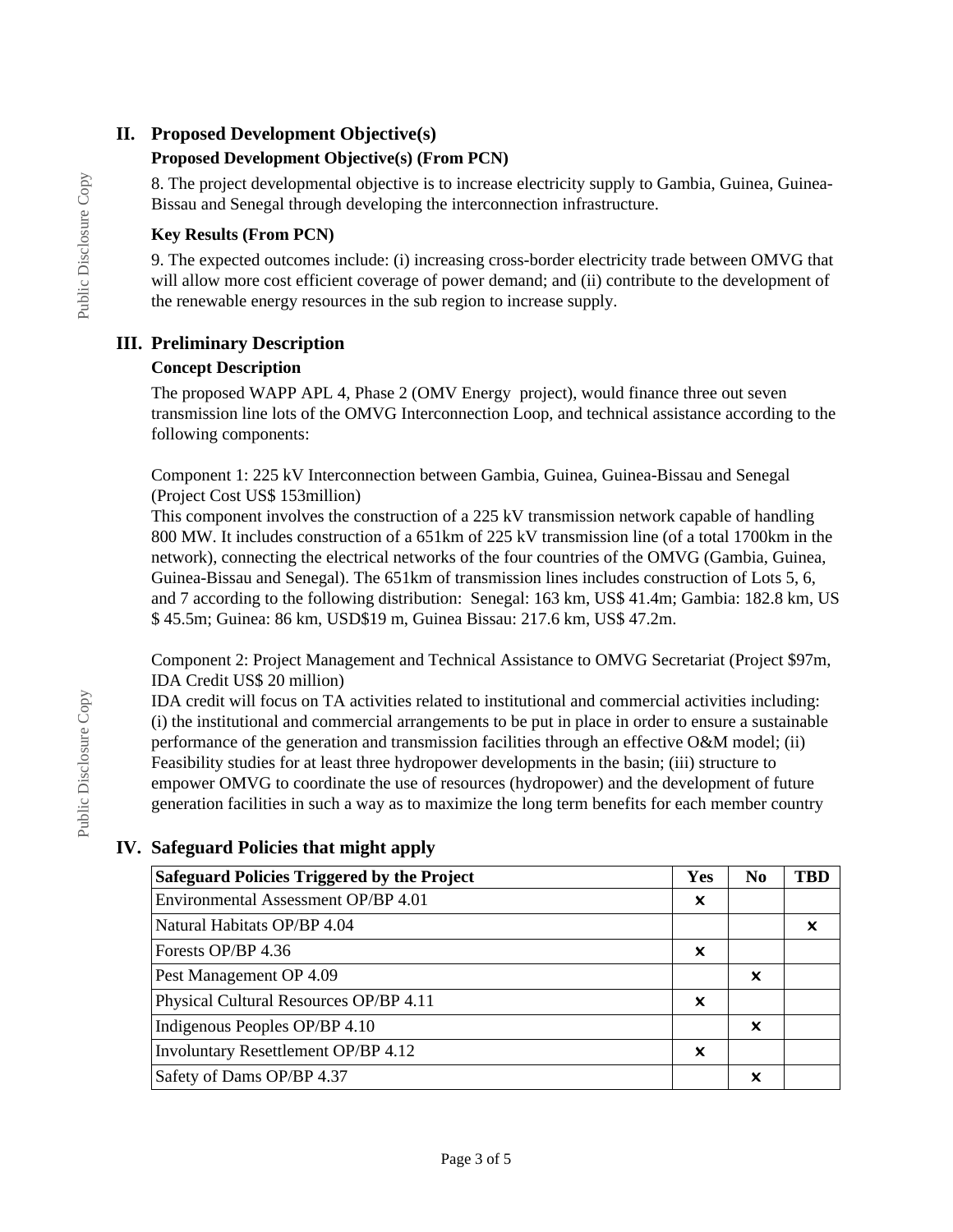## II. Proposed Development Objective(s)

### Proposed Development Objective(s) (From PCN)

8. The project developmental objective is to increase electricity supply to Gambia, Guinea, Guinea-Bissau and Senegal through developing the interconnection infrastructure.

### Key Results (From PCN)

9. The expected outcomes include: (i) increasing cross-border electricity trade between OMVG that will allow more cost efficient coverage of power demand; and (ii) contribute to the development of the renewable energy resources in the sub region to increase supply.

## III. Preliminary Description

### Concept Description

The proposed WAPP APL 4, Phase 2 (OMV Energy project), would finance three out seven transmission line lots of the OMVG Interconnection Loop, and technical assistance according to the following components:

Component 1: 225 kV Interconnection between Gambia, Guinea, Guinea-Bissau and Senegal (Project Cost US$ 153million)
This component involves the construction of a 225 kV transmission network capable of handling 800 MW. It includes construction of a 651km of 225 kV transmission line (of a total 1700km in the network), connecting the electrical networks of the four countries of the OMVG (Gambia, Guinea, Guinea-Bissau and Senegal). The 651km of transmission lines includes construction of Lots 5, 6, and 7 according to the following distribution: Senegal: 163 km, US$ 41.4m; Gambia: 182.8 km, US $ 45.5m; Guinea: 86 km, USD$19 m, Guinea Bissau: 217.6 km, US$ 47.2m.

Component 2: Project Management and Technical Assistance to OMVG Secretariat (Project $97m, IDA Credit US$ 20 million)
IDA credit will focus on TA activities related to institutional and commercial activities including: (i) the institutional and commercial arrangements to be put in place in order to ensure a sustainable performance of the generation and transmission facilities through an effective O&M model; (ii) Feasibility studies for at least three hydropower developments in the basin; (iii) structure to empower OMVG to coordinate the use of resources (hydropower) and the development of future generation facilities in such a way as to maximize the long term benefits for each member country

## IV. Safeguard Policies that might apply

| Safeguard Policies Triggered by the Project | Yes | No | TBD |
|---|---|---|---|
| Environmental Assessment OP/BP 4.01 | x | | |
| Natural Habitats OP/BP 4.04 | | | x |
| Forests OP/BP 4.36 | x | | |
| Pest Management OP 4.09 | | x | |
| Physical Cultural Resources OP/BP 4.11 | x | | |
| Indigenous Peoples OP/BP 4.10 | | x | |
| Involuntary Resettlement OP/BP 4.12 | x | | |
| Safety of Dams OP/BP 4.37 | | x | |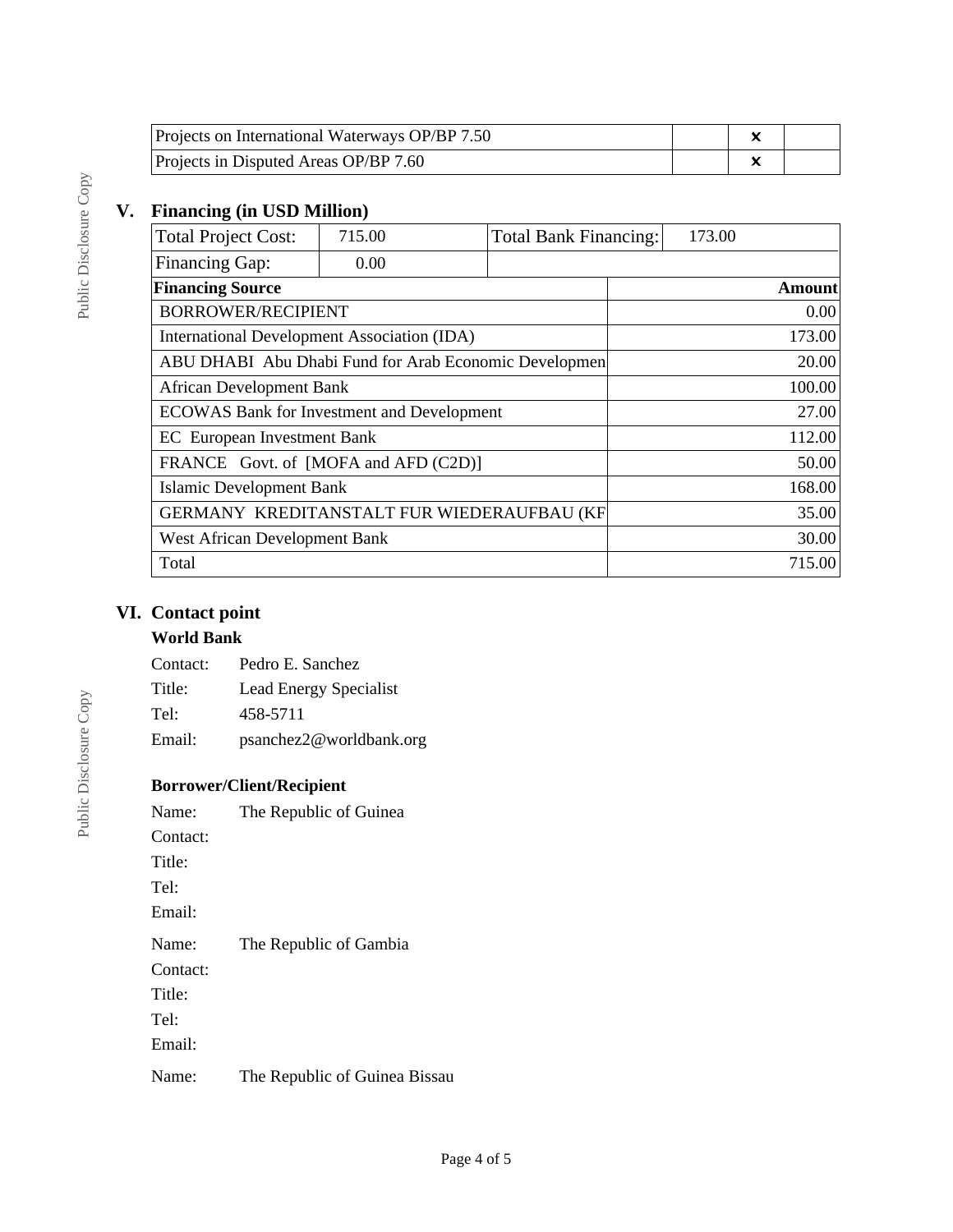| | | | |
|---|---|---|---|
| Projects on International Waterways OP/BP 7.50 | | ✖ | |
| Projects in Disputed Areas OP/BP 7.60 | | ✖ | |

## V. Financing (in USD Million)

| | | | |
|---|---|---|---|
| Total Project Cost: | 715.00 | Total Bank Financing: | 173.00 |
| Financing Gap: | 0.00 | | |

| Financing Source | Amount |
|---|---|
| BORROWER/RECIPIENT | 0.00 |
| International Development Association (IDA) | 173.00 |
| ABU DHABI Abu Dhabi Fund for Arab Economic Developmen | 20.00 |
| African Development Bank | 100.00 |
| ECOWAS Bank for Investment and Development | 27.00 |
| EC European Investment Bank | 112.00 |
| FRANCE Govt. of [MOFA and AFD (C2D)] | 50.00 |
| Islamic Development Bank | 168.00 |
| GERMANY KREDITANSTALT FUR WIEDERAUFBAU (KF | 35.00 |
| West African Development Bank | 30.00 |
| Total | 715.00 |

## VI. Contact point

### World Bank

Contact: Pedro E. Sanchez
Title: Lead Energy Specialist
Tel: 458-5711
Email: psanchez2@worldbank.org

### Borrower/Client/Recipient

Name: The Republic of Guinea
Contact:
Title:
Tel:
Email:

Name: The Republic of Gambia
Contact:
Title:
Tel:
Email:

Name: The Republic of Guinea Bissau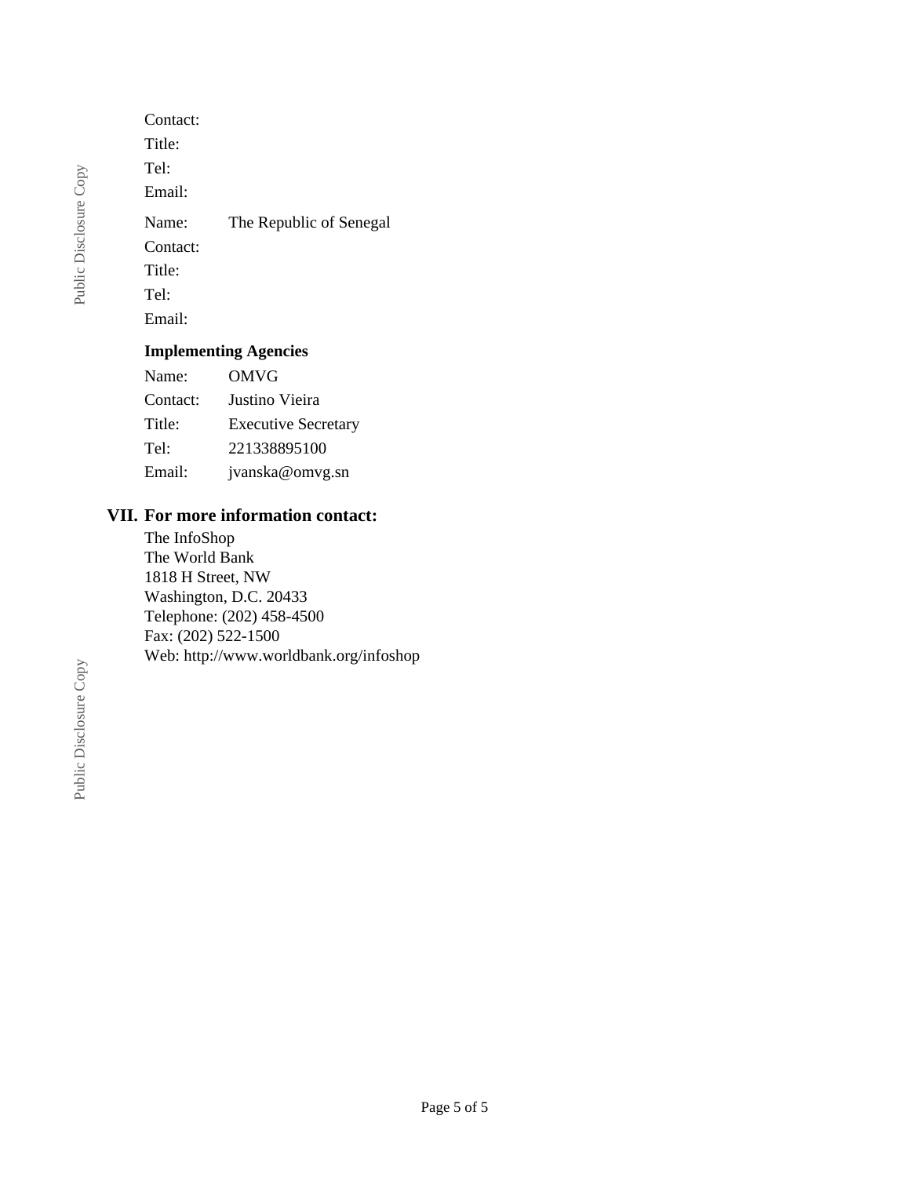Contact:

Title:

Tel:

Email:

Name: The Republic of Senegal

Contact:

Title:

Tel:

Email:

**Implementing Agencies**

Name: OMVG

Contact: Justino Vieira

Title: Executive Secretary

Tel: 221338895100

Email: jvanska@omvg.sn

## VII. For more information contact:

The InfoShop
The World Bank
1818 H Street, NW
Washington, D.C. 20433
Telephone: (202) 458-4500
Fax: (202) 522-1500
Web: http://www.worldbank.org/infoshop